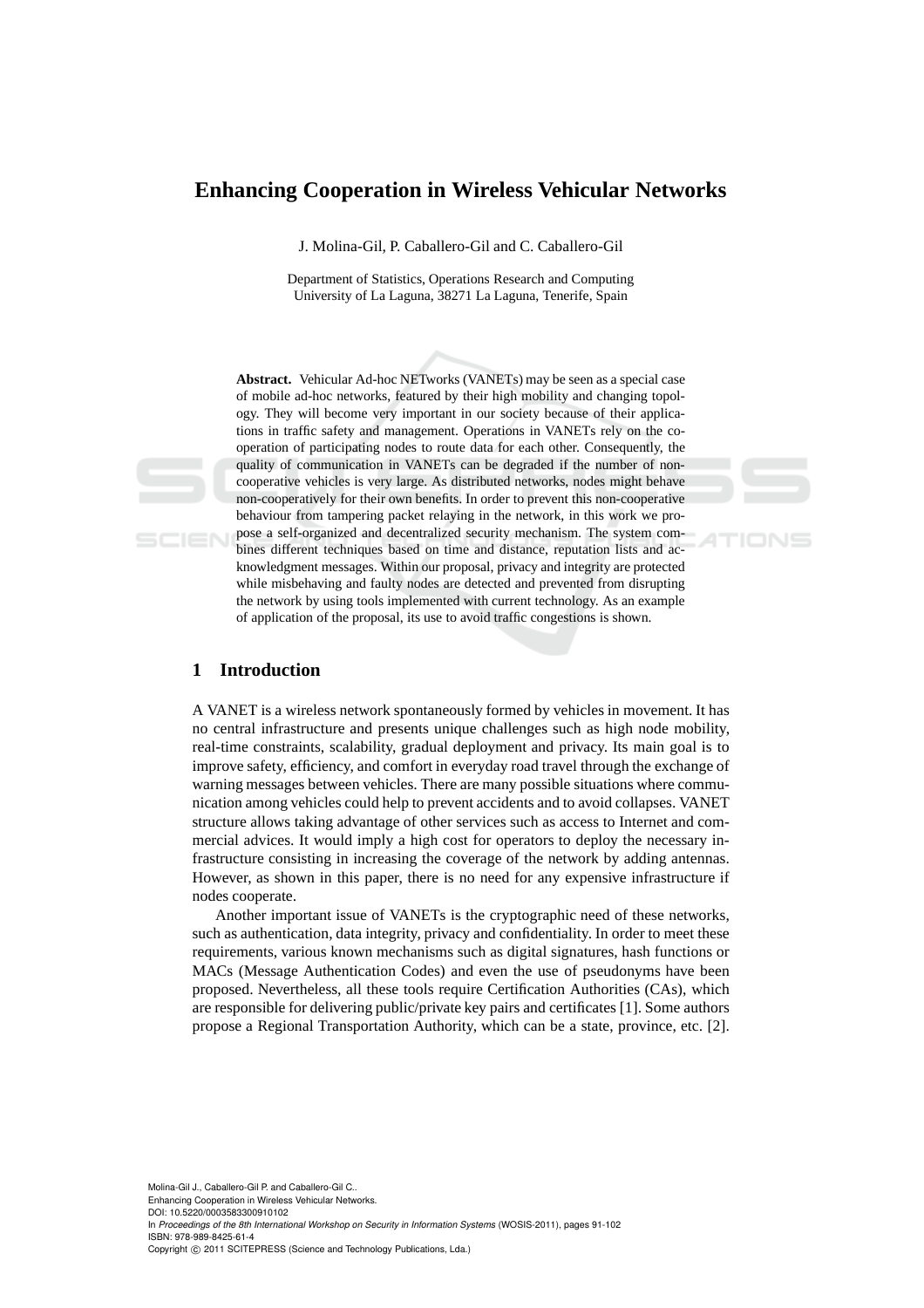# Enhancing Cooperation in Wireless Vehicular Networks

J. Molina-Gil, P. Caballero-Gil and C. Caballero-Gil

Department of Statistics, Operations Research and Computing
University of La Laguna, 38271 La Laguna, Tenerife, Spain

**Abstract.** Vehicular Ad-hoc NETworks (VANETs) may be seen as a special case of mobile ad-hoc networks, featured by their high mobility and changing topology. They will become very important in our society because of their applications in traffic safety and management. Operations in VANETs rely on the cooperation of participating nodes to route data for each other. Consequently, the quality of communication in VANETs can be degraded if the number of non-cooperative vehicles is very large. As distributed networks, nodes might behave non-cooperatively for their own benefits. In order to prevent this non-cooperative behaviour from tampering packet relaying in the network, in this work we propose a self-organized and decentralized security mechanism. The system combines different techniques based on time and distance, reputation lists and acknowledgment messages. Within our proposal, privacy and integrity are protected while misbehaving and faulty nodes are detected and prevented from disrupting the network by using tools implemented with current technology. As an example of application of the proposal, its use to avoid traffic congestions is shown.

## 1 Introduction

A VANET is a wireless network spontaneously formed by vehicles in movement. It has no central infrastructure and presents unique challenges such as high node mobility, real-time constraints, scalability, gradual deployment and privacy. Its main goal is to improve safety, efficiency, and comfort in everyday road travel through the exchange of warning messages between vehicles. There are many possible situations where communication among vehicles could help to prevent accidents and to avoid collapses. VANET structure allows taking advantage of other services such as access to Internet and commercial advices. It would imply a high cost for operators to deploy the necessary infrastructure consisting in increasing the coverage of the network by adding antennas. However, as shown in this paper, there is no need for any expensive infrastructure if nodes cooperate.

Another important issue of VANETs is the cryptographic need of these networks, such as authentication, data integrity, privacy and confidentiality. In order to meet these requirements, various known mechanisms such as digital signatures, hash functions or MACs (Message Authentication Codes) and even the use of pseudonyms have been proposed. Nevertheless, all these tools require Certification Authorities (CAs), which are responsible for delivering public/private key pairs and certificates [1]. Some authors propose a Regional Transportation Authority, which can be a state, province, etc. [2].

Molina-Gil J., Caballero-Gil P. and Caballero-Gil C..
Enhancing Cooperation in Wireless Vehicular Networks.
DOI: 10.5220/0003583300910102
In *Proceedings of the 8th International Workshop on Security in Information Systems* (WOSIS-2011), pages 91-102
ISBN: 978-989-8425-61-4
Copyright © 2011 SCITEPRESS (Science and Technology Publications, Lda.)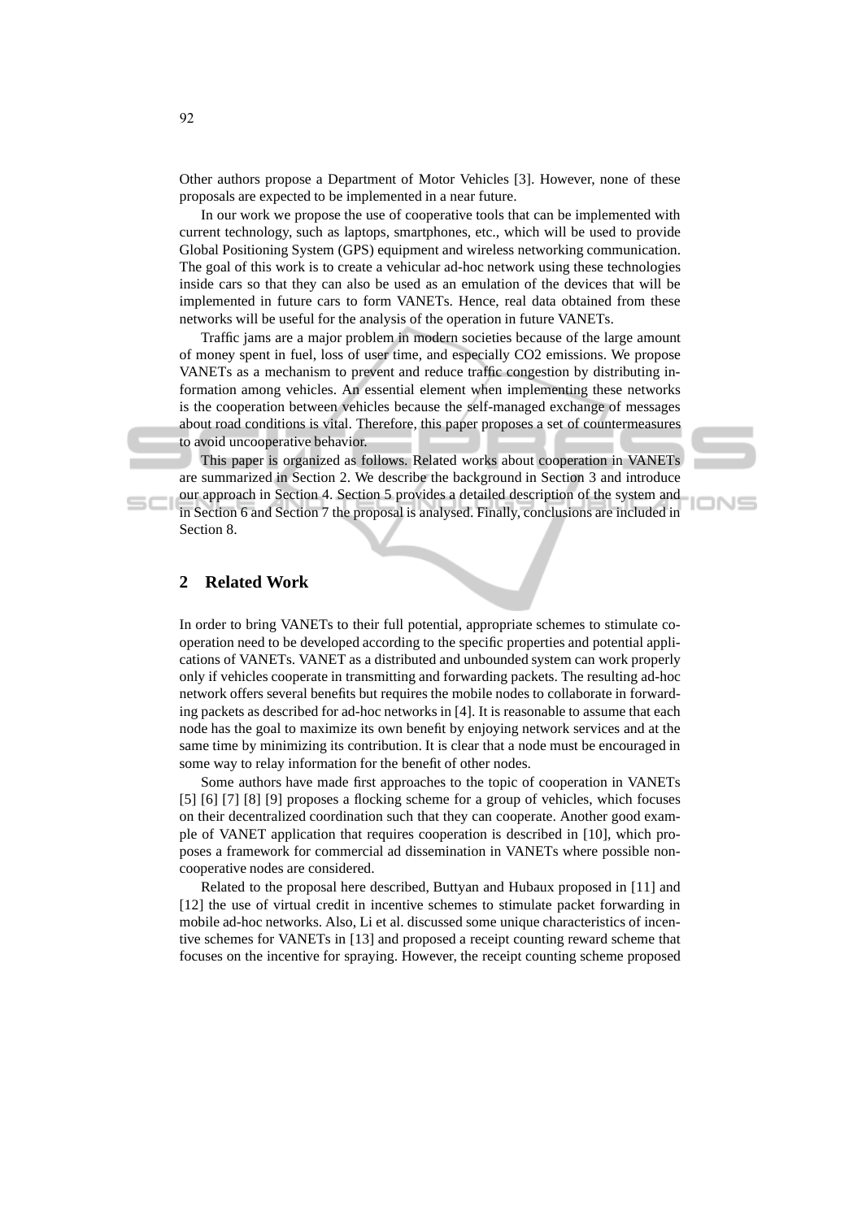Other authors propose a Department of Motor Vehicles [3]. However, none of these proposals are expected to be implemented in a near future.

In our work we propose the use of cooperative tools that can be implemented with current technology, such as laptops, smartphones, etc., which will be used to provide Global Positioning System (GPS) equipment and wireless networking communication. The goal of this work is to create a vehicular ad-hoc network using these technologies inside cars so that they can also be used as an emulation of the devices that will be implemented in future cars to form VANETs. Hence, real data obtained from these networks will be useful for the analysis of the operation in future VANETs.

Traffic jams are a major problem in modern societies because of the large amount of money spent in fuel, loss of user time, and especially $CO_2$ emissions. We propose VANETs as a mechanism to prevent and reduce traffic congestion by distributing information among vehicles. An essential element when implementing these networks is the cooperation between vehicles because the self-managed exchange of messages about road conditions is vital. Therefore, this paper proposes a set of countermeasures to avoid uncooperative behavior.

This paper is organized as follows. Related works about cooperation in VANETs are summarized in Section 2. We describe the background in Section 3 and introduce our approach in Section 4. Section 5 provides a detailed description of the system and in Section 6 and Section 7 the proposal is analysed. Finally, conclusions are included in Section 8.

## 2 Related Work

In order to bring VANETs to their full potential, appropriate schemes to stimulate cooperation need to be developed according to the specific properties and potential applications of VANETs. VANET as a distributed and unbounded system can work properly only if vehicles cooperate in transmitting and forwarding packets. The resulting ad-hoc network offers several benefits but requires the mobile nodes to collaborate in forwarding packets as described for ad-hoc networks in [4]. It is reasonable to assume that each node has the goal to maximize its own benefit by enjoying network services and at the same time by minimizing its contribution. It is clear that a node must be encouraged in some way to relay information for the benefit of other nodes.

Some authors have made first approaches to the topic of cooperation in VANETs [5] [6] [7] [8] [9] proposes a flocking scheme for a group of vehicles, which focuses on their decentralized coordination such that they can cooperate. Another good example of VANET application that requires cooperation is described in [10], which proposes a framework for commercial ad dissemination in VANETs where possible noncooperative nodes are considered.

Related to the proposal here described, Buttyan and Hubaux proposed in [11] and [12] the use of virtual credit in incentive schemes to stimulate packet forwarding in mobile ad-hoc networks. Also, Li et al. discussed some unique characteristics of incentive schemes for VANETs in [13] and proposed a receipt counting reward scheme that focuses on the incentive for spraying. However, the receipt counting scheme proposed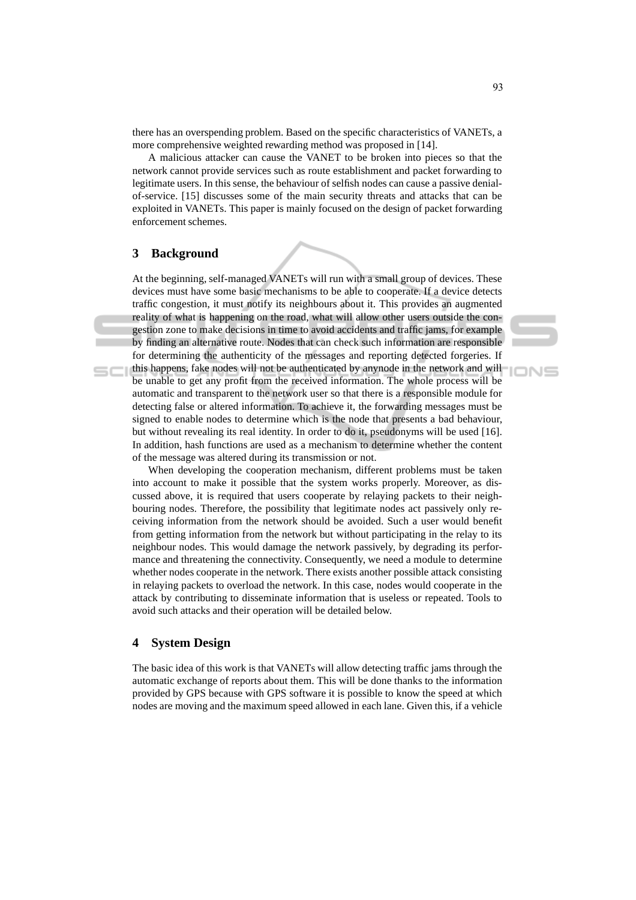there has an overspending problem. Based on the specific characteristics of VANETs, a more comprehensive weighted rewarding method was proposed in [14].

A malicious attacker can cause the VANET to be broken into pieces so that the network cannot provide services such as route establishment and packet forwarding to legitimate users. In this sense, the behaviour of selfish nodes can cause a passive denial-of-service. [15] discusses some of the main security threats and attacks that can be exploited in VANETs. This paper is mainly focused on the design of packet forwarding enforcement schemes.

## 3 Background

At the beginning, self-managed VANETs will run with a small group of devices. These devices must have some basic mechanisms to be able to cooperate. If a device detects traffic congestion, it must notify its neighbours about it. This provides an augmented reality of what is happening on the road, what will allow other users outside the congestion zone to make decisions in time to avoid accidents and traffic jams, for example by finding an alternative route. Nodes that can check such information are responsible for determining the authenticity of the messages and reporting detected forgeries. If this happens, fake nodes will not be authenticated by anynode in the network and will be unable to get any profit from the received information. The whole process will be automatic and transparent to the network user so that there is a responsible module for detecting false or altered information. To achieve it, the forwarding messages must be signed to enable nodes to determine which is the node that presents a bad behaviour, but without revealing its real identity. In order to do it, pseudonyms will be used [16]. In addition, hash functions are used as a mechanism to determine whether the content of the message was altered during its transmission or not.

When developing the cooperation mechanism, different problems must be taken into account to make it possible that the system works properly. Moreover, as discussed above, it is required that users cooperate by relaying packets to their neighbouring nodes. Therefore, the possibility that legitimate nodes act passively only receiving information from the network should be avoided. Such a user would benefit from getting information from the network but without participating in the relay to its neighbour nodes. This would damage the network passively, by degrading its performance and threatening the connectivity. Consequently, we need a module to determine whether nodes cooperate in the network. There exists another possible attack consisting in relaying packets to overload the network. In this case, nodes would cooperate in the attack by contributing to disseminate information that is useless or repeated. Tools to avoid such attacks and their operation will be detailed below.

## 4 System Design

The basic idea of this work is that VANETs will allow detecting traffic jams through the automatic exchange of reports about them. This will be done thanks to the information provided by GPS because with GPS software it is possible to know the speed at which nodes are moving and the maximum speed allowed in each lane. Given this, if a vehicle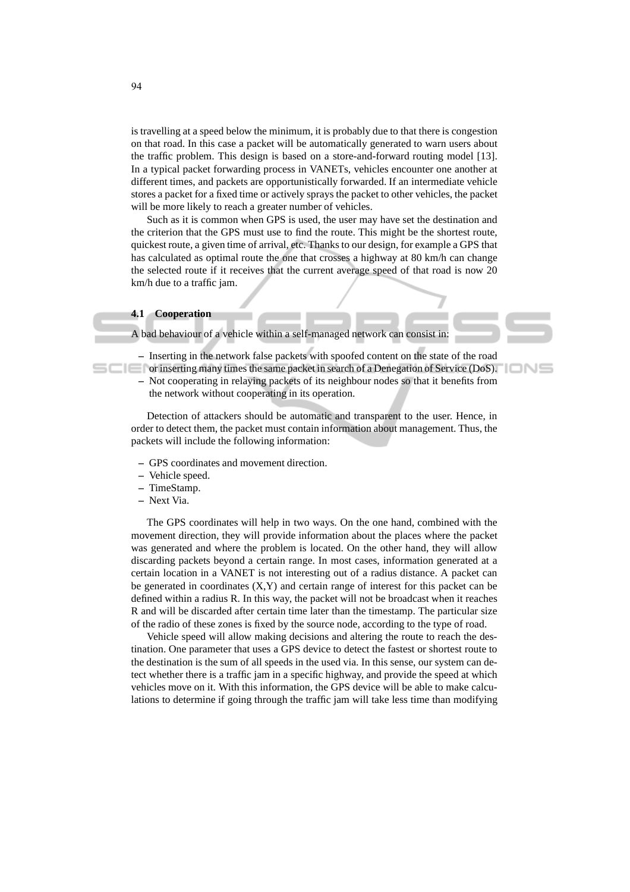is travelling at a speed below the minimum, it is probably due to that there is congestion on that road. In this case a packet will be automatically generated to warn users about the traffic problem. This design is based on a store-and-forward routing model [13]. In a typical packet forwarding process in VANETs, vehicles encounter one another at different times, and packets are opportunistically forwarded. If an intermediate vehicle stores a packet for a fixed time or actively sprays the packet to other vehicles, the packet will be more likely to reach a greater number of vehicles.

Such as it is common when GPS is used, the user may have set the destination and the criterion that the GPS must use to find the route. This might be the shortest route, quickest route, a given time of arrival, etc. Thanks to our design, for example a GPS that has calculated as optimal route the one that crosses a highway at 80 km/h can change the selected route if it receives that the current average speed of that road is now 20 km/h due to a traffic jam.

### 4.1 Cooperation

A bad behaviour of a vehicle within a self-managed network can consist in:

– Inserting in the network false packets with spoofed content on the state of the road or inserting many times the same packet in search of a Denegation of Service (DoS).
– Not cooperating in relaying packets of its neighbour nodes so that it benefits from the network without cooperating in its operation.

Detection of attackers should be automatic and transparent to the user. Hence, in order to detect them, the packet must contain information about management. Thus, the packets will include the following information:

– GPS coordinates and movement direction.
– Vehicle speed.
– TimeStamp.
– Next Via.

The GPS coordinates will help in two ways. On the one hand, combined with the movement direction, they will provide information about the places where the packet was generated and where the problem is located. On the other hand, they will allow discarding packets beyond a certain range. In most cases, information generated at a certain location in a VANET is not interesting out of a radius distance. A packet can be generated in coordinates (X,Y) and certain range of interest for this packet can be defined within a radius R. In this way, the packet will not be broadcast when it reaches R and will be discarded after certain time later than the timestamp. The particular size of the radio of these zones is fixed by the source node, according to the type of road.

Vehicle speed will allow making decisions and altering the route to reach the destination. One parameter that uses a GPS device to detect the fastest or shortest route to the destination is the sum of all speeds in the used via. In this sense, our system can detect whether there is a traffic jam in a specific highway, and provide the speed at which vehicles move on it. With this information, the GPS device will be able to make calculations to determine if going through the traffic jam will take less time than modifying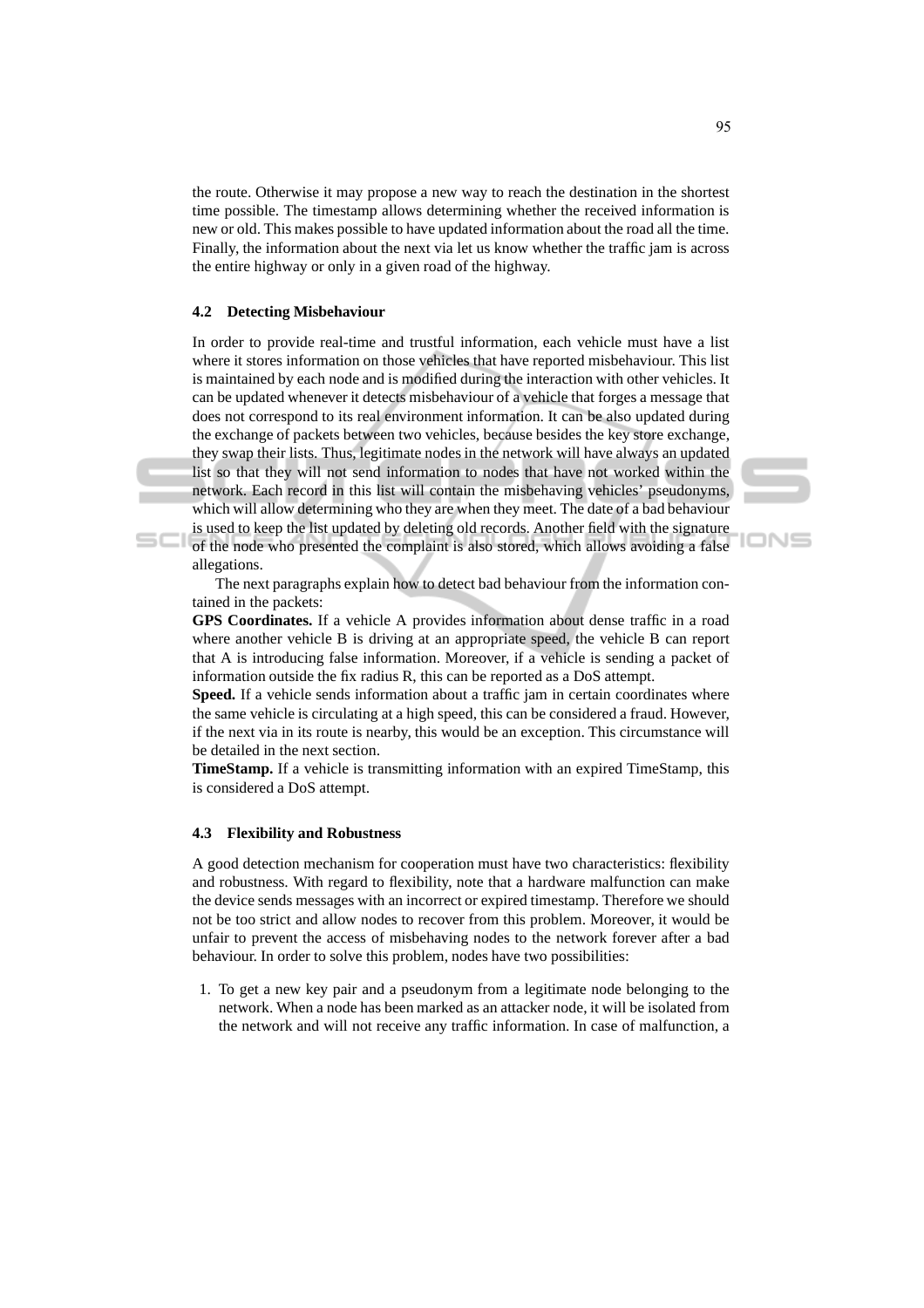the route. Otherwise it may propose a new way to reach the destination in the shortest time possible. The timestamp allows determining whether the received information is new or old. This makes possible to have updated information about the road all the time. Finally, the information about the next via let us know whether the traffic jam is across the entire highway or only in a given road of the highway.

### 4.2 Detecting Misbehaviour

In order to provide real-time and trustful information, each vehicle must have a list where it stores information on those vehicles that have reported misbehaviour. This list is maintained by each node and is modified during the interaction with other vehicles. It can be updated whenever it detects misbehaviour of a vehicle that forges a message that does not correspond to its real environment information. It can be also updated during the exchange of packets between two vehicles, because besides the key store exchange, they swap their lists. Thus, legitimate nodes in the network will have always an updated list so that they will not send information to nodes that have not worked within the network. Each record in this list will contain the misbehaving vehicles' pseudonyms, which will allow determining who they are when they meet. The date of a bad behaviour is used to keep the list updated by deleting old records. Another field with the signature of the node who presented the complaint is also stored, which allows avoiding a false allegations.

The next paragraphs explain how to detect bad behaviour from the information contained in the packets:

**GPS Coordinates.** If a vehicle A provides information about dense traffic in a road where another vehicle B is driving at an appropriate speed, the vehicle B can report that A is introducing false information. Moreover, if a vehicle is sending a packet of information outside the fix radius R, this can be reported as a DoS attempt.

**Speed.** If a vehicle sends information about a traffic jam in certain coordinates where the same vehicle is circulating at a high speed, this can be considered a fraud. However, if the next via in its route is nearby, this would be an exception. This circumstance will be detailed in the next section.

**TimeStamp.** If a vehicle is transmitting information with an expired TimeStamp, this is considered a DoS attempt.

### 4.3 Flexibility and Robustness

A good detection mechanism for cooperation must have two characteristics: flexibility and robustness. With regard to flexibility, note that a hardware malfunction can make the device sends messages with an incorrect or expired timestamp. Therefore we should not be too strict and allow nodes to recover from this problem. Moreover, it would be unfair to prevent the access of misbehaving nodes to the network forever after a bad behaviour. In order to solve this problem, nodes have two possibilities:

1. To get a new key pair and a pseudonym from a legitimate node belonging to the network. When a node has been marked as an attacker node, it will be isolated from the network and will not receive any traffic information. In case of malfunction, a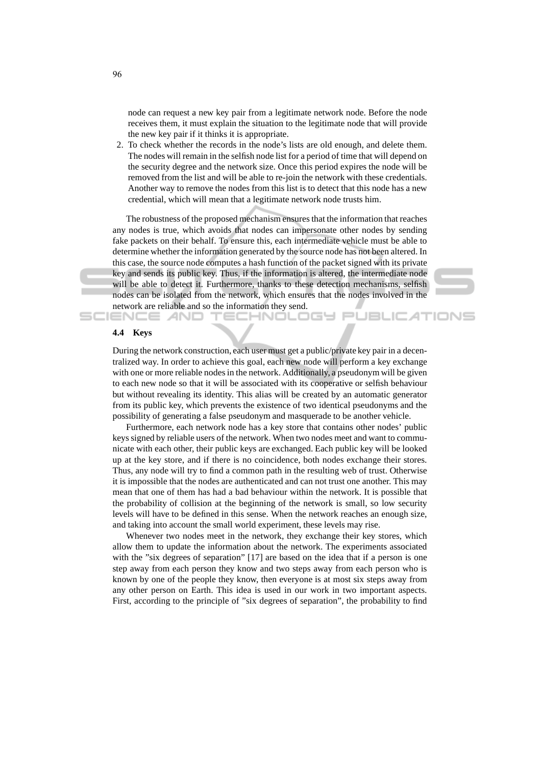node can request a new key pair from a legitimate network node. Before the node receives them, it must explain the situation to the legitimate node that will provide the new key pair if it thinks it is appropriate.

2. To check whether the records in the node's lists are old enough, and delete them. The nodes will remain in the selfish node list for a period of time that will depend on the security degree and the network size. Once this period expires the node will be removed from the list and will be able to re-join the network with these credentials. Another way to remove the nodes from this list is to detect that this node has a new credential, which will mean that a legitimate network node trusts him.

The robustness of the proposed mechanism ensures that the information that reaches any nodes is true, which avoids that nodes can impersonate other nodes by sending fake packets on their behalf. To ensure this, each intermediate vehicle must be able to determine whether the information generated by the source node has not been altered. In this case, the source node computes a hash function of the packet signed with its private key and sends its public key. Thus, if the information is altered, the intermediate node will be able to detect it. Furthermore, thanks to these detection mechanisms, selfish nodes can be isolated from the network, which ensures that the nodes involved in the network are reliable and so the information they send.

### 4.4 Keys

During the network construction, each user must get a public/private key pair in a decentralized way. In order to achieve this goal, each new node will perform a key exchange with one or more reliable nodes in the network. Additionally, a pseudonym will be given to each new node so that it will be associated with its cooperative or selfish behaviour but without revealing its identity. This alias will be created by an automatic generator from its public key, which prevents the existence of two identical pseudonyms and the possibility of generating a false pseudonym and masquerade to be another vehicle.

Furthermore, each network node has a key store that contains other nodes' public keys signed by reliable users of the network. When two nodes meet and want to communicate with each other, their public keys are exchanged. Each public key will be looked up at the key store, and if there is no coincidence, both nodes exchange their stores. Thus, any node will try to find a common path in the resulting web of trust. Otherwise it is impossible that the nodes are authenticated and can not trust one another. This may mean that one of them has had a bad behaviour within the network. It is possible that the probability of collision at the beginning of the network is small, so low security levels will have to be defined in this sense. When the network reaches an enough size, and taking into account the small world experiment, these levels may rise.

Whenever two nodes meet in the network, they exchange their key stores, which allow them to update the information about the network. The experiments associated with the "six degrees of separation" [17] are based on the idea that if a person is one step away from each person they know and two steps away from each person who is known by one of the people they know, then everyone is at most six steps away from any other person on Earth. This idea is used in our work in two important aspects. First, according to the principle of "six degrees of separation", the probability to find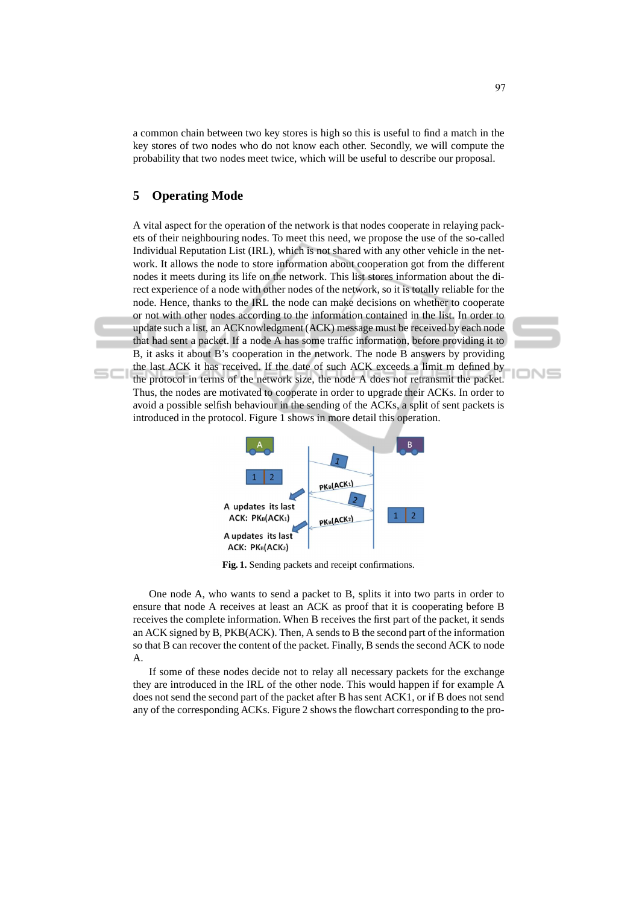a common chain between two key stores is high so this is useful to find a match in the key stores of two nodes who do not know each other. Secondly, we will compute the probability that two nodes meet twice, which will be useful to describe our proposal.

## 5 Operating Mode

A vital aspect for the operation of the network is that nodes cooperate in relaying packets of their neighbouring nodes. To meet this need, we propose the use of the so-called Individual Reputation List (IRL), which is not shared with any other vehicle in the network. It allows the node to store information about cooperation got from the different nodes it meets during its life on the network. This list stores information about the direct experience of a node with other nodes of the network, so it is totally reliable for the node. Hence, thanks to the IRL the node can make decisions on whether to cooperate or not with other nodes according to the information contained in the list. In order to update such a list, an ACKnowledgment (ACK) message must be received by each node that had sent a packet. If a node A has some traffic information, before providing it to B, it asks it about B's cooperation in the network. The node B answers by providing the last ACK it has received. If the date of such ACK exceeds a limit m defined by the protocol in terms of the network size, the node A does not retransmit the packet. Thus, the nodes are motivated to cooperate in order to upgrade their ACKs. In order to avoid a possible selfish behaviour in the sending of the ACKs, a split of sent packets is introduced in the protocol. Figure 1 shows in more detail this operation.

**Fig. 1.** Sending packets and receipt confirmations.

One node A, who wants to send a packet to B, splits it into two parts in order to ensure that node A receives at least an ACK as proof that it is cooperating before B receives the complete information. When B receives the first part of the packet, it sends an ACK signed by B, PKB(ACK). Then, A sends to B the second part of the information so that B can recover the content of the packet. Finally, B sends the second ACK to node A.

If some of these nodes decide not to relay all necessary packets for the exchange they are introduced in the IRL of the other node. This would happen if for example A does not send the second part of the packet after B has sent ACK1, or if B does not send any of the corresponding ACKs. Figure 2 shows the flowchart corresponding to the pro-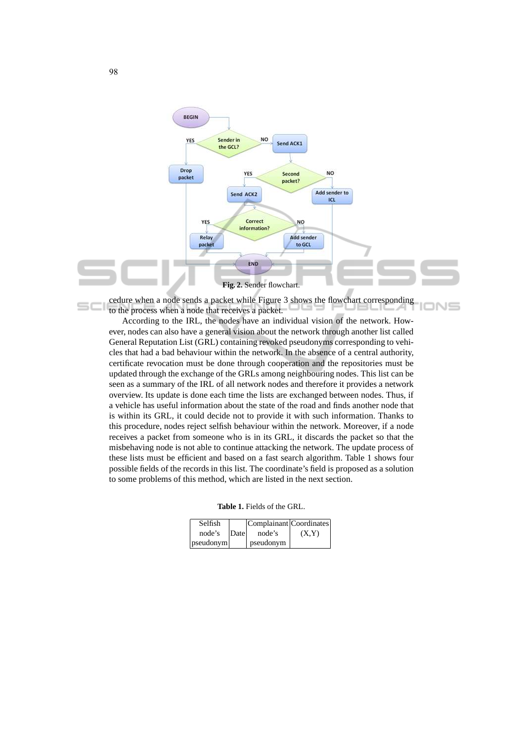Fig. 2. Sender flowchart.

cedure when a node sends a packet while Figure 3 shows the flowchart corresponding to the process when a node that receives a packet.

According to the IRL, the nodes have an individual vision of the network. However, nodes can also have a general vision about the network through another list called General Reputation List (GRL) containing revoked pseudonyms corresponding to vehicles that had a bad behaviour within the network. In the absence of a central authority, certificate revocation must be done through cooperation and the repositories must be updated through the exchange of the GRLs among neighbouring nodes. This list can be seen as a summary of the IRL of all network nodes and therefore it provides a network overview. Its update is done each time the lists are exchanged between nodes. Thus, if a vehicle has useful information about the state of the road and finds another node that is within its GRL, it could decide not to provide it with such information. Thanks to this procedure, nodes reject selfish behaviour within the network. Moreover, if a node receives a packet from someone who is in its GRL, it discards the packet so that the misbehaving node is not able to continue attacking the network. The update process of these lists must be efficient and based on a fast search algorithm. Table 1 shows four possible fields of the records in this list. The coordinate's field is proposed as a solution to some problems of this method, which are listed in the next section.

**Table 1.** Fields of the GRL.

| Selfish node's pseudonym | Date | Complainant node's pseudonym | Coordinates (X,Y) |
|---|---|---|---|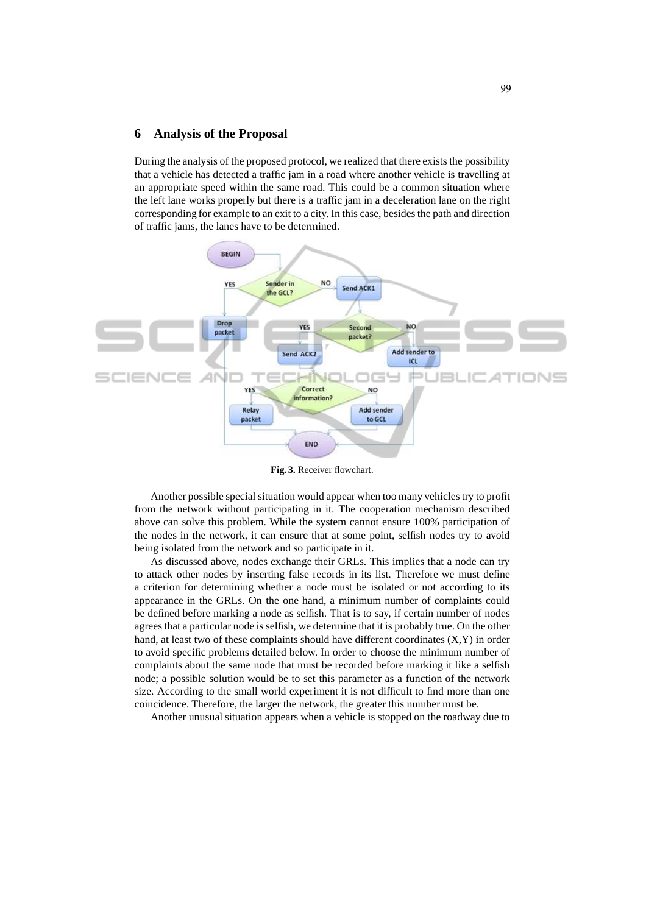## 6 Analysis of the Proposal

During the analysis of the proposed protocol, we realized that there exists the possibility that a vehicle has detected a traffic jam in a road where another vehicle is travelling at an appropriate speed within the same road. This could be a common situation where the left lane works properly but there is a traffic jam in a deceleration lane on the right corresponding for example to an exit to a city. In this case, besides the path and direction of traffic jams, the lanes have to be determined.

**Fig. 3.** Receiver flowchart.

Another possible special situation would appear when too many vehicles try to profit from the network without participating in it. The cooperation mechanism described above can solve this problem. While the system cannot ensure 100% participation of the nodes in the network, it can ensure that at some point, selfish nodes try to avoid being isolated from the network and so participate in it.

As discussed above, nodes exchange their GRLs. This implies that a node can try to attack other nodes by inserting false records in its list. Therefore we must define a criterion for determining whether a node must be isolated or not according to its appearance in the GRLs. On the one hand, a minimum number of complaints could be defined before marking a node as selfish. That is to say, if certain number of nodes agrees that a particular node is selfish, we determine that it is probably true. On the other hand, at least two of these complaints should have different coordinates (X,Y) in order to avoid specific problems detailed below. In order to choose the minimum number of complaints about the same node that must be recorded before marking it like a selfish node; a possible solution would be to set this parameter as a function of the network size. According to the small world experiment it is not difficult to find more than one coincidence. Therefore, the larger the network, the greater this number must be.

Another unusual situation appears when a vehicle is stopped on the roadway due to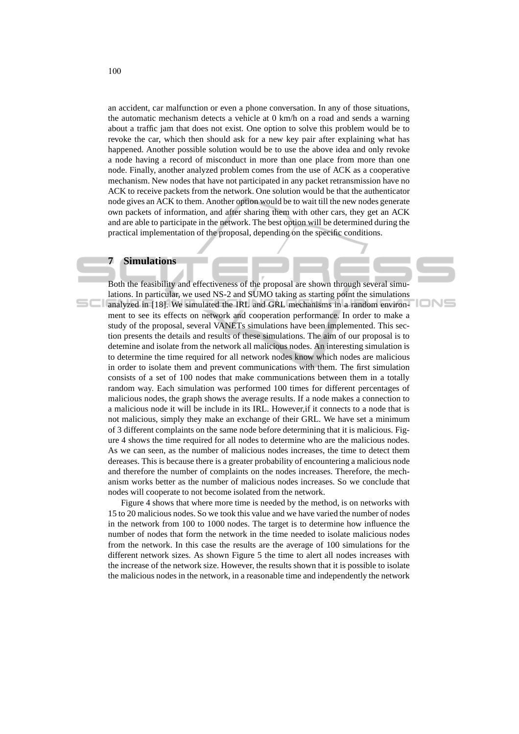an accident, car malfunction or even a phone conversation. In any of those situations, the automatic mechanism detects a vehicle at 0 km/h on a road and sends a warning about a traffic jam that does not exist. One option to solve this problem would be to revoke the car, which then should ask for a new key pair after explaining what has happened. Another possible solution would be to use the above idea and only revoke a node having a record of misconduct in more than one place from more than one node. Finally, another analyzed problem comes from the use of ACK as a cooperative mechanism. New nodes that have not participated in any packet retransmission have no ACK to receive packets from the network. One solution would be that the authenticator node gives an ACK to them. Another option would be to wait till the new nodes generate own packets of information, and after sharing them with other cars, they get an ACK and are able to participate in the network. The best option will be determined during the practical implementation of the proposal, depending on the specific conditions.

## 7 Simulations

Both the feasibility and effectiveness of the proposal are shown through several simulations. In particular, we used NS-2 and SUMO taking as starting point the simulations analyzed in [18]. We simulated the IRL and GRL mechanisms in a random environment to see its effects on network and cooperation performance. In order to make a study of the proposal, several VANETs simulations have been implemented. This section presents the details and results of these simulations. The aim of our proposal is to detemine and isolate from the network all malicious nodes. An interesting simulation is to determine the time required for all network nodes know which nodes are malicious in order to isolate them and prevent communications with them. The first simulation consists of a set of 100 nodes that make communications between them in a totally random way. Each simulation was performed 100 times for different percentages of malicious nodes, the graph shows the average results. If a node makes a connection to a malicious node it will be include in its IRL. However,if it connects to a node that is not malicious, simply they make an exchange of their GRL. We have set a minimum of 3 different complaints on the same node before determining that it is malicious. Figure 4 shows the time required for all nodes to determine who are the malicious nodes. As we can seen, as the number of malicious nodes increases, the time to detect them dereases. This is because there is a greater probability of encountering a malicious node and therefore the number of complaints on the nodes increases. Therefore, the mechanism works better as the number of malicious nodes increases. So we conclude that nodes will cooperate to not become isolated from the network.

Figure 4 shows that where more time is needed by the method, is on networks with 15 to 20 malicious nodes. So we took this value and we have varied the number of nodes in the network from 100 to 1000 nodes. The target is to determine how influence the number of nodes that form the network in the time needed to isolate malicious nodes from the network. In this case the results are the average of 100 simulations for the different network sizes. As shown Figure 5 the time to alert all nodes increases with the increase of the network size. However, the results shown that it is possible to isolate the malicious nodes in the network, in a reasonable time and independently the network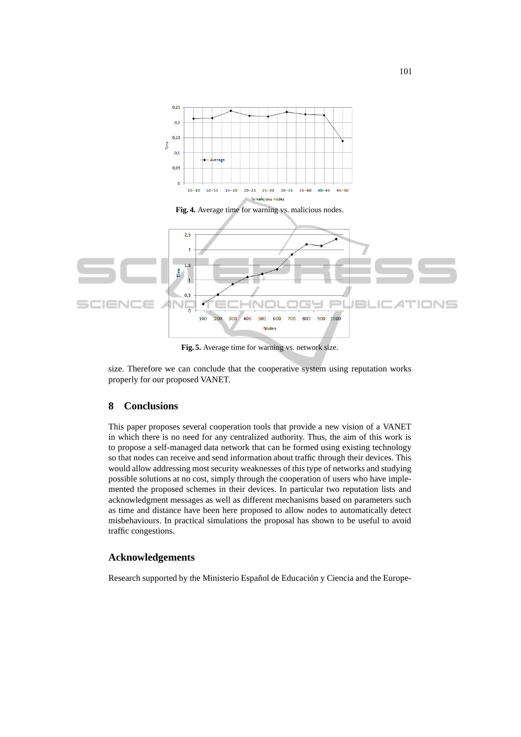Fig. 4. Average time for warning vs. malicious nodes.

Fig. 5. Average time for warning vs. network size.

size. Therefore we can conclude that the cooperative system using reputation works properly for our proposed VANET.

## 8 Conclusions

This paper proposes several cooperation tools that provide a new vision of a VANET in which there is no need for any centralized authority. Thus, the aim of this work is to propose a self-managed data network that can be formed using existing technology so that nodes can receive and send information about traffic through their devices. This would allow addressing most security weaknesses of this type of networks and studying possible solutions at no cost, simply through the cooperation of users who have implemented the proposed schemes in their devices. In particular two reputation lists and acknowledgment messages as well as different mechanisms based on parameters such as time and distance have been here proposed to allow nodes to automatically detect misbehaviours. In practical simulations the proposal has shown to be useful to avoid traffic congestions.

## Acknowledgements

Research supported by the Ministerio Español de Educación y Ciencia and the Europe-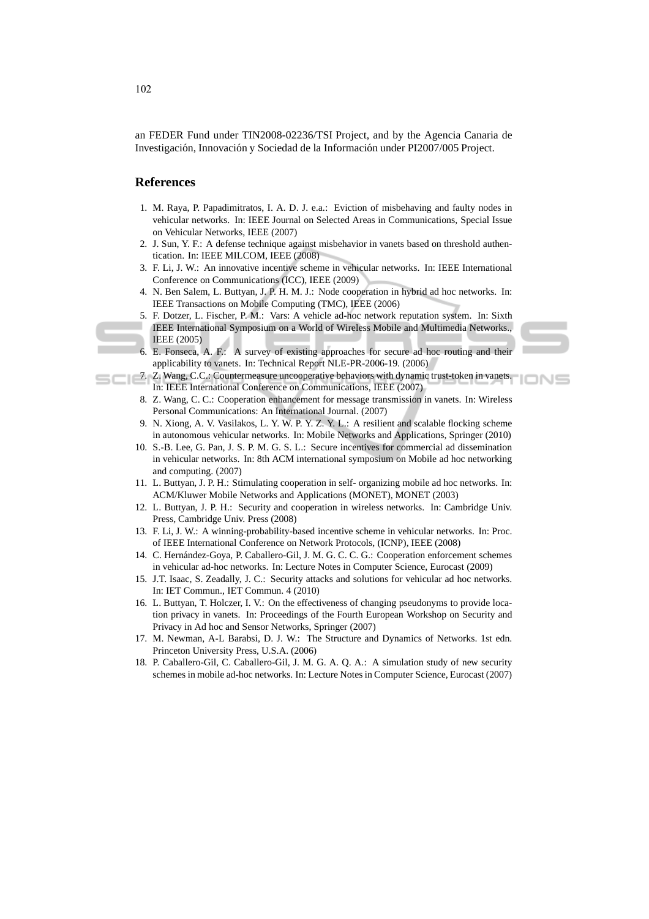an FEDER Fund under TIN2008-02236/TSI Project, and by the Agencia Canaria de Investigación, Innovación y Sociedad de la Información under PI2007/005 Project.

## References

1. M. Raya, P. Papadimitratos, I. A. D. J. e.a.: Eviction of misbehaving and faulty nodes in vehicular networks. In: IEEE Journal on Selected Areas in Communications, Special Issue on Vehicular Networks, IEEE (2007)
2. J. Sun, Y. F.: A defense technique against misbehavior in vanets based on threshold authentication. In: IEEE MILCOM, IEEE (2008)
3. F. Li, J. W.: An innovative incentive scheme in vehicular networks. In: IEEE International Conference on Communications (ICC), IEEE (2009)
4. N. Ben Salem, L. Buttyan, J. P. H. M. J.: Node cooperation in hybrid ad hoc networks. In: IEEE Transactions on Mobile Computing (TMC), IEEE (2006)
5. F. Dotzer, L. Fischer, P. M.: Vars: A vehicle ad-hoc network reputation system. In: Sixth IEEE International Symposium on a World of Wireless Mobile and Multimedia Networks., IEEE (2005)
6. E. Fonseca, A. F.: A survey of existing approaches for secure ad hoc routing and their applicability to vanets. In: Technical Report NLE-PR-2006-19. (2006)
7. Z. Wang, C.C.: Countermeasure uncooperative behaviors with dynamic trust-token in vanets. In: IEEE International Conference on Communications, IEEE (2007)
8. Z. Wang, C. C.: Cooperation enhancement for message transmission in vanets. In: Wireless Personal Communications: An International Journal. (2007)
9. N. Xiong, A. V. Vasilakos, L. Y. W. P. Y. Z. Y. L.: A resilient and scalable flocking scheme in autonomous vehicular networks. In: Mobile Networks and Applications, Springer (2010)
10. S.-B. Lee, G. Pan, J. S. P. M. G. S. L.: Secure incentives for commercial ad dissemination in vehicular networks. In: 8th ACM international symposium on Mobile ad hoc networking and computing. (2007)
11. L. Buttyan, J. P. H.: Stimulating cooperation in self- organizing mobile ad hoc networks. In: ACM/Kluwer Mobile Networks and Applications (MONET), MONET (2003)
12. L. Buttyan, J. P. H.: Security and cooperation in wireless networks. In: Cambridge Univ. Press, Cambridge Univ. Press (2008)
13. F. Li, J. W.: A winning-probability-based incentive scheme in vehicular networks. In: Proc. of IEEE International Conference on Network Protocols, (ICNP), IEEE (2008)
14. C. Hernández-Goya, P. Caballero-Gil, J. M. G. C. C. G.: Cooperation enforcement schemes in vehicular ad-hoc networks. In: Lecture Notes in Computer Science, Eurocast (2009)
15. J.T. Isaac, S. Zeadally, J. C.: Security attacks and solutions for vehicular ad hoc networks. In: IET Commun., IET Commun. 4 (2010)
16. L. Buttyan, T. Holczer, I. V.: On the effectiveness of changing pseudonyms to provide location privacy in vanets. In: Proceedings of the Fourth European Workshop on Security and Privacy in Ad hoc and Sensor Networks, Springer (2007)
17. M. Newman, A-L Barabsi, D. J. W.: The Structure and Dynamics of Networks. 1st edn. Princeton University Press, U.S.A. (2006)
18. P. Caballero-Gil, C. Caballero-Gil, J. M. G. A. Q. A.: A simulation study of new security schemes in mobile ad-hoc networks. In: Lecture Notes in Computer Science, Eurocast (2007)